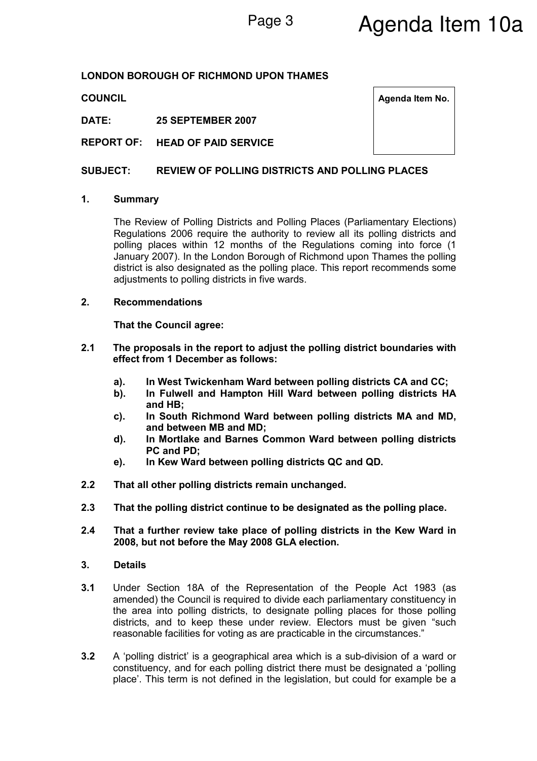Agenda Item 10a

**LONDON BOROUGH OF RICHMOND UPON THAMES**

**COUNCIL**

| Agenda Item No. |
|---|
| |

**DATE:** **25 SEPTEMBER 2007**

**REPORT OF:** **HEAD OF PAID SERVICE**

**SUBJECT:** **REVIEW OF POLLING DISTRICTS AND POLLING PLACES**

## 1. Summary

The Review of Polling Districts and Polling Places (Parliamentary Elections) Regulations 2006 require the authority to review all its polling districts and polling places within 12 months of the Regulations coming into force (1 January 2007). In the London Borough of Richmond upon Thames the polling district is also designated as the polling place. This report recommends some adjustments to polling districts in five wards.

## 2. Recommendations

**That the Council agree:**

**2.1** **The proposals in the report to adjust the polling district boundaries with effect from 1 December as follows:**

- **a). In West Twickenham Ward between polling districts CA and CC;**
- **b). In Fulwell and Hampton Hill Ward between polling districts HA and HB;**
- **c). In South Richmond Ward between polling districts MA and MD, and between MB and MD;**
- **d). In Mortlake and Barnes Common Ward between polling districts PC and PD;**
- **e). In Kew Ward between polling districts QC and QD.**

**2.2** **That all other polling districts remain unchanged.**

**2.3** **That the polling district continue to be designated as the polling place.**

**2.4** **That a further review take place of polling districts in the Kew Ward in 2008, but not before the May 2008 GLA election.**

## 3. Details

**3.1** Under Section 18A of the Representation of the People Act 1983 (as amended) the Council is required to divide each parliamentary constituency in the area into polling districts, to designate polling places for those polling districts, and to keep these under review. Electors must be given "such reasonable facilities for voting as are practicable in the circumstances."

**3.2** A 'polling district' is a geographical area which is a sub-division of a ward or constituency, and for each polling district there must be designated a 'polling place'. This term is not defined in the legislation, but could for example be a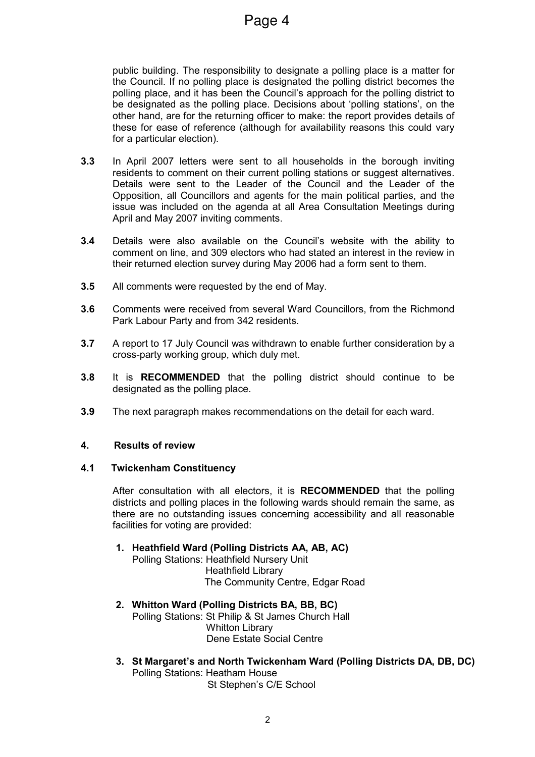public building. The responsibility to designate a polling place is a matter for the Council. If no polling place is designated the polling district becomes the polling place, and it has been the Council's approach for the polling district to be designated as the polling place. Decisions about 'polling stations', on the other hand, are for the returning officer to make: the report provides details of these for ease of reference (although for availability reasons this could vary for a particular election).

**3.3** In April 2007 letters were sent to all households in the borough inviting residents to comment on their current polling stations or suggest alternatives. Details were sent to the Leader of the Council and the Leader of the Opposition, all Councillors and agents for the main political parties, and the issue was included on the agenda at all Area Consultation Meetings during April and May 2007 inviting comments.

**3.4** Details were also available on the Council's website with the ability to comment on line, and 309 electors who had stated an interest in the review in their returned election survey during May 2006 had a form sent to them.

**3.5** All comments were requested by the end of May.

**3.6** Comments were received from several Ward Councillors, from the Richmond Park Labour Party and from 342 residents.

**3.7** A report to 17 July Council was withdrawn to enable further consideration by a cross-party working group, which duly met.

**3.8** It is **RECOMMENDED** that the polling district should continue to be designated as the polling place.

**3.9** The next paragraph makes recommendations on the detail for each ward.

## 4. Results of review

### 4.1 Twickenham Constituency

After consultation with all electors, it is **RECOMMENDED** that the polling districts and polling places in the following wards should remain the same, as there are no outstanding issues concerning accessibility and all reasonable facilities for voting are provided:

1. **Heathfield Ward (Polling Districts AA, AB, AC)**
   Polling Stations: Heathfield Nursery Unit
   Heathfield Library
   The Community Centre, Edgar Road

2. **Whitton Ward (Polling Districts BA, BB, BC)**
   Polling Stations: St Philip & St James Church Hall
   Whitton Library
   Dene Estate Social Centre

3. **St Margaret's and North Twickenham Ward (Polling Districts DA, DB, DC)**
   Polling Stations: Heatham House
   St Stephen's C/E School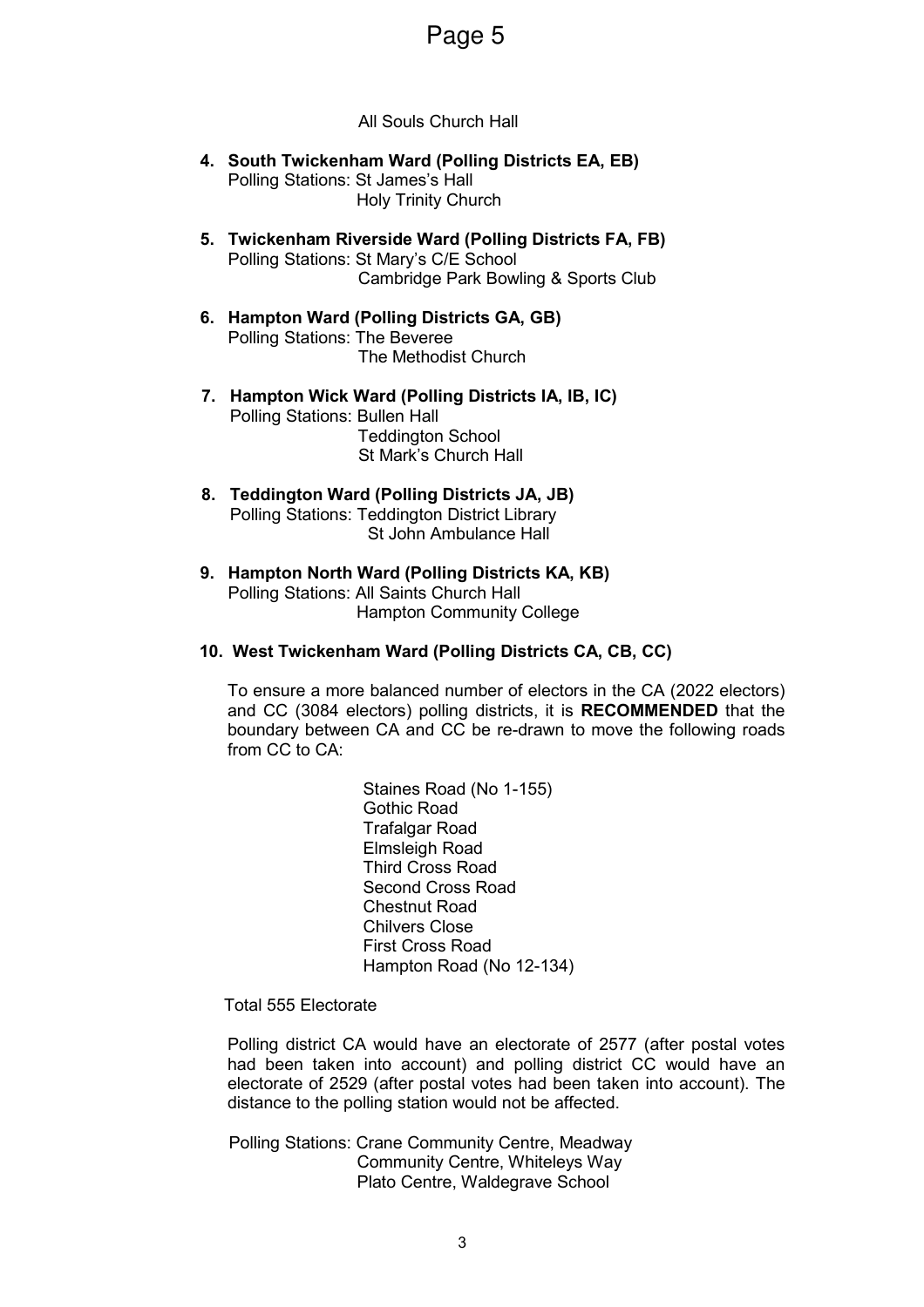All Souls Church Hall

4. **South Twickenham Ward (Polling Districts EA, EB)**
   Polling Stations: St James's Hall
   Holy Trinity Church

5. **Twickenham Riverside Ward (Polling Districts FA, FB)**
   Polling Stations: St Mary's C/E School
   Cambridge Park Bowling & Sports Club

6. **Hampton Ward (Polling Districts GA, GB)**
   Polling Stations: The Beveree
   The Methodist Church

7. **Hampton Wick Ward (Polling Districts IA, IB, IC)**
   Polling Stations: Bullen Hall
   Teddington School
   St Mark's Church Hall

8. **Teddington Ward (Polling Districts JA, JB)**
   Polling Stations: Teddington District Library
   St John Ambulance Hall

9. **Hampton North Ward (Polling Districts KA, KB)**
   Polling Stations: All Saints Church Hall
   Hampton Community College

10. **West Twickenham Ward (Polling Districts CA, CB, CC)**

    To ensure a more balanced number of electors in the CA (2022 electors) and CC (3084 electors) polling districts, it is **RECOMMENDED** that the boundary between CA and CC be re-drawn to move the following roads from CC to CA:

    Staines Road (No 1-155)
    Gothic Road
    Trafalgar Road
    Elmsleigh Road
    Third Cross Road
    Second Cross Road
    Chestnut Road
    Chilvers Close
    First Cross Road
    Hampton Road (No 12-134)

    Total 555 Electorate

    Polling district CA would have an electorate of 2577 (after postal votes had been taken into account) and polling district CC would have an electorate of 2529 (after postal votes had been taken into account). The distance to the polling station would not be affected.

    Polling Stations: Crane Community Centre, Meadway
    Community Centre, Whiteleys Way
    Plato Centre, Waldegrave School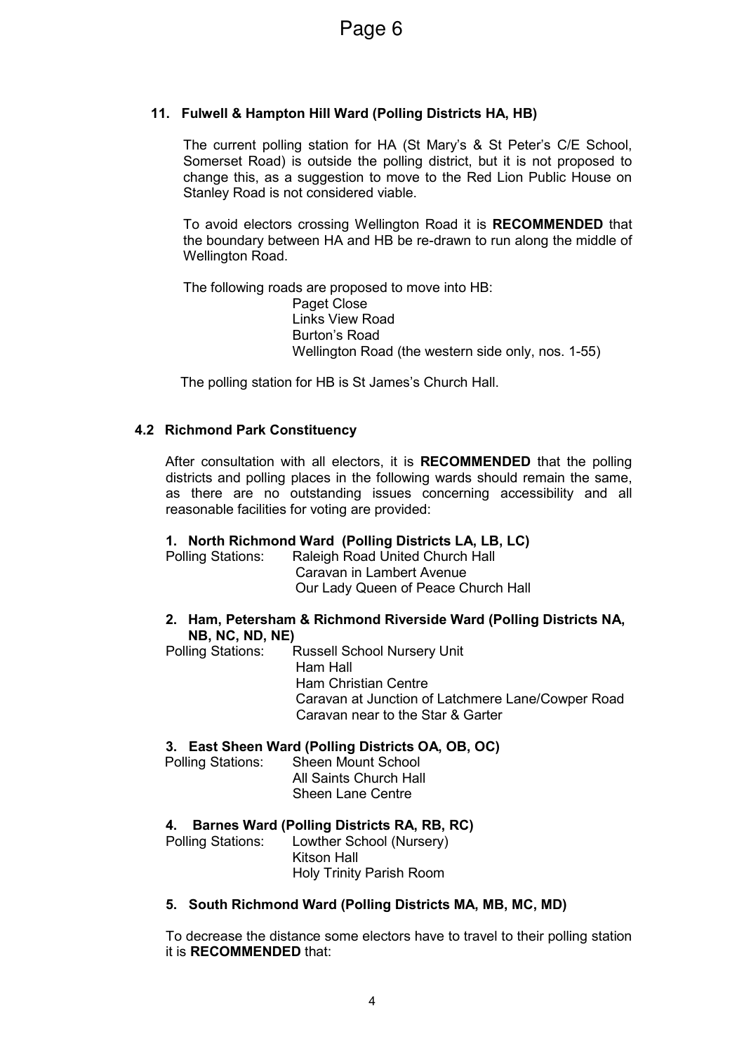**11. Fulwell & Hampton Hill Ward (Polling Districts HA, HB)**

The current polling station for HA (St Mary's & St Peter's C/E School, Somerset Road) is outside the polling district, but it is not proposed to change this, as a suggestion to move to the Red Lion Public House on Stanley Road is not considered viable.

To avoid electors crossing Wellington Road it is **RECOMMENDED** that the boundary between HA and HB be re-drawn to run along the middle of Wellington Road.

The following roads are proposed to move into HB:

- Paget Close
- Links View Road
- Burton's Road
- Wellington Road (the western side only, nos. 1-55)

The polling station for HB is St James's Church Hall.

## 4.2 Richmond Park Constituency

After consultation with all electors, it is **RECOMMENDED** that the polling districts and polling places in the following wards should remain the same, as there are no outstanding issues concerning accessibility and all reasonable facilities for voting are provided:

**1. North Richmond Ward (Polling Districts LA, LB, LC)**

Polling Stations:
- Raleigh Road United Church Hall
- Caravan in Lambert Avenue
- Our Lady Queen of Peace Church Hall

**2. Ham, Petersham & Richmond Riverside Ward (Polling Districts NA, NB, NC, ND, NE)**

Polling Stations:
- Russell School Nursery Unit
- Ham Hall
- Ham Christian Centre
- Caravan at Junction of Latchmere Lane/Cowper Road
- Caravan near to the Star & Garter

**3. East Sheen Ward (Polling Districts OA, OB, OC)**

Polling Stations:
- Sheen Mount School
- All Saints Church Hall
- Sheen Lane Centre

**4. Barnes Ward (Polling Districts RA, RB, RC)**

Polling Stations:
- Lowther School (Nursery)
- Kitson Hall
- Holy Trinity Parish Room

**5. South Richmond Ward (Polling Districts MA, MB, MC, MD)**

To decrease the distance some electors have to travel to their polling station it is **RECOMMENDED** that: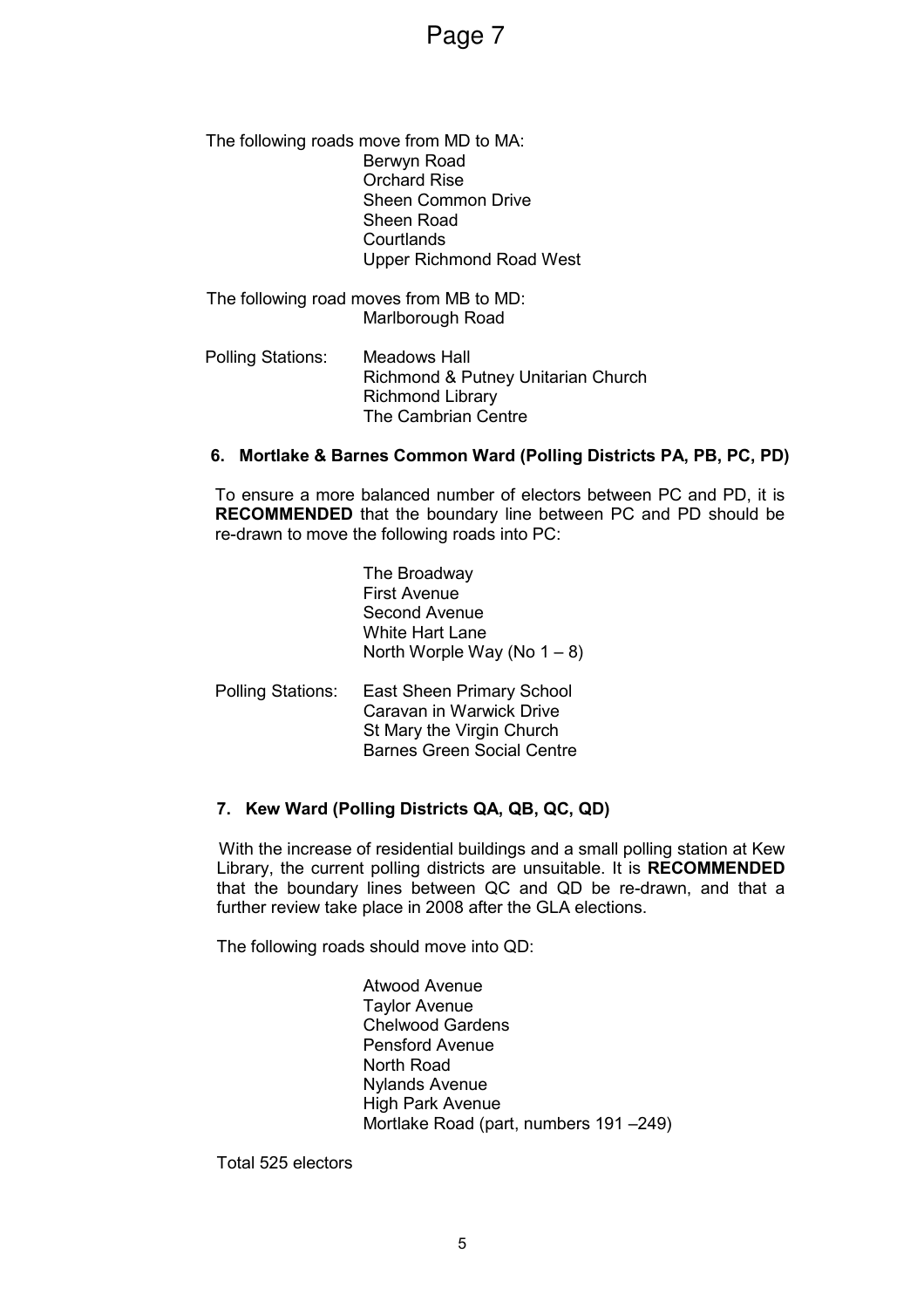The following roads move from MD to MA:

Berwyn Road
Orchard Rise
Sheen Common Drive
Sheen Road
Courtlands
Upper Richmond Road West

The following road moves from MB to MD:

Marlborough Road

Polling Stations:

Meadows Hall
Richmond & Putney Unitarian Church
Richmond Library
The Cambrian Centre

### 6. Mortlake & Barnes Common Ward (Polling Districts PA, PB, PC, PD)

To ensure a more balanced number of electors between PC and PD, it is **RECOMMENDED** that the boundary line between PC and PD should be re-drawn to move the following roads into PC:

The Broadway
First Avenue
Second Avenue
White Hart Lane
North Worple Way (No 1 – 8)

Polling Stations:

East Sheen Primary School
Caravan in Warwick Drive
St Mary the Virgin Church
Barnes Green Social Centre

### 7. Kew Ward (Polling Districts QA, QB, QC, QD)

With the increase of residential buildings and a small polling station at Kew Library, the current polling districts are unsuitable. It is **RECOMMENDED** that the boundary lines between QC and QD be re-drawn, and that a further review take place in 2008 after the GLA elections.

The following roads should move into QD:

Atwood Avenue
Taylor Avenue
Chelwood Gardens
Pensford Avenue
North Road
Nylands Avenue
High Park Avenue
Mortlake Road (part, numbers 191 –249)

Total 525 electors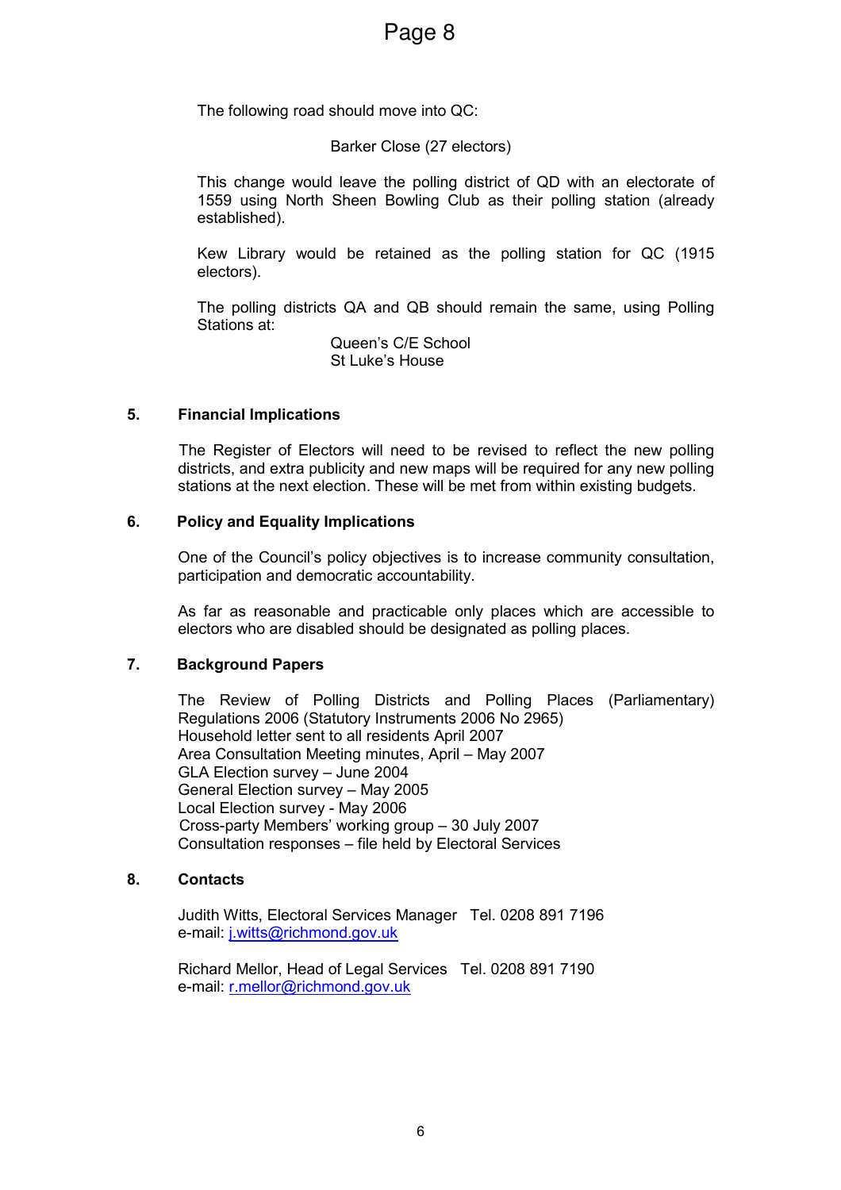The following road should move into QC:

Barker Close (27 electors)

This change would leave the polling district of QD with an electorate of 1559 using North Sheen Bowling Club as their polling station (already established).

Kew Library would be retained as the polling station for QC (1915 electors).

The polling districts QA and QB should remain the same, using Polling Stations at:

Queen's C/E School
St Luke's House

## 5. Financial Implications

The Register of Electors will need to be revised to reflect the new polling districts, and extra publicity and new maps will be required for any new polling stations at the next election. These will be met from within existing budgets.

## 6. Policy and Equality Implications

One of the Council's policy objectives is to increase community consultation, participation and democratic accountability.

As far as reasonable and practicable only places which are accessible to electors who are disabled should be designated as polling places.

## 7. Background Papers

The Review of Polling Districts and Polling Places (Parliamentary) Regulations 2006 (Statutory Instruments 2006 No 2965)
Household letter sent to all residents April 2007
Area Consultation Meeting minutes, April – May 2007
GLA Election survey – June 2004
General Election survey – May 2005
Local Election survey - May 2006
Cross-party Members' working group – 30 July 2007
Consultation responses – file held by Electoral Services

## 8. Contacts

Judith Witts, Electoral Services Manager Tel. 0208 891 7196
e-mail: j.witts@richmond.gov.uk

Richard Mellor, Head of Legal Services Tel. 0208 891 7190
e-mail: r.mellor@richmond.gov.uk